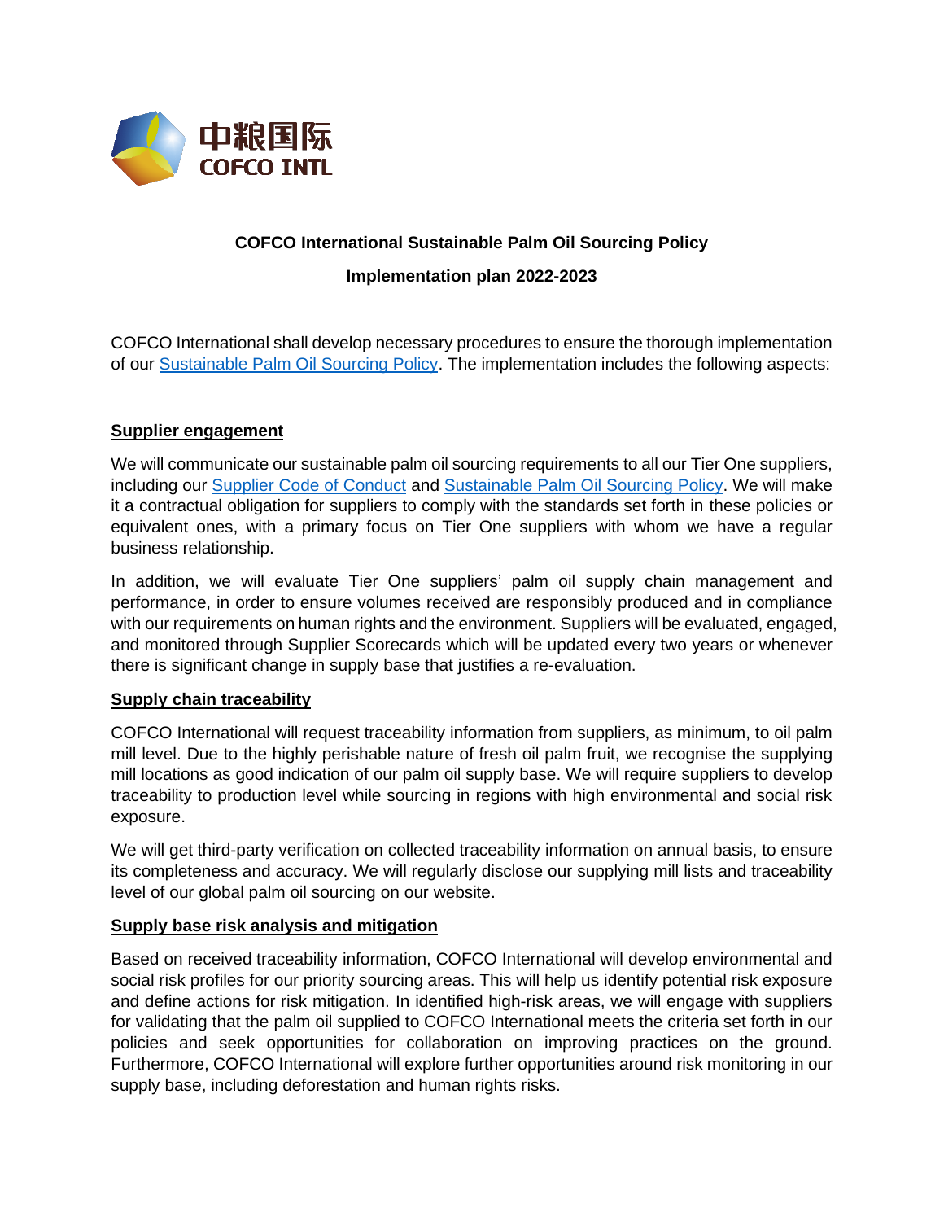中粮国际
COFCO INTL

**COFCO International Sustainable Palm Oil Sourcing Policy**

**Implementation plan 2022-2023**

COFCO International shall develop necessary procedures to ensure the thorough implementation of our Sustainable Palm Oil Sourcing Policy. The implementation includes the following aspects:

## Supplier engagement

We will communicate our sustainable palm oil sourcing requirements to all our Tier One suppliers, including our Supplier Code of Conduct and Sustainable Palm Oil Sourcing Policy. We will make it a contractual obligation for suppliers to comply with the standards set forth in these policies or equivalent ones, with a primary focus on Tier One suppliers with whom we have a regular business relationship.

In addition, we will evaluate Tier One suppliers' palm oil supply chain management and performance, in order to ensure volumes received are responsibly produced and in compliance with our requirements on human rights and the environment. Suppliers will be evaluated, engaged, and monitored through Supplier Scorecards which will be updated every two years or whenever there is significant change in supply base that justifies a re-evaluation.

## Supply chain traceability

COFCO International will request traceability information from suppliers, as minimum, to oil palm mill level. Due to the highly perishable nature of fresh oil palm fruit, we recognise the supplying mill locations as good indication of our palm oil supply base. We will require suppliers to develop traceability to production level while sourcing in regions with high environmental and social risk exposure.

We will get third-party verification on collected traceability information on annual basis, to ensure its completeness and accuracy. We will regularly disclose our supplying mill lists and traceability level of our global palm oil sourcing on our website.

## Supply base risk analysis and mitigation

Based on received traceability information, COFCO International will develop environmental and social risk profiles for our priority sourcing areas. This will help us identify potential risk exposure and define actions for risk mitigation. In identified high-risk areas, we will engage with suppliers for validating that the palm oil supplied to COFCO International meets the criteria set forth in our policies and seek opportunities for collaboration on improving practices on the ground. Furthermore, COFCO International will explore further opportunities around risk monitoring in our supply base, including deforestation and human rights risks.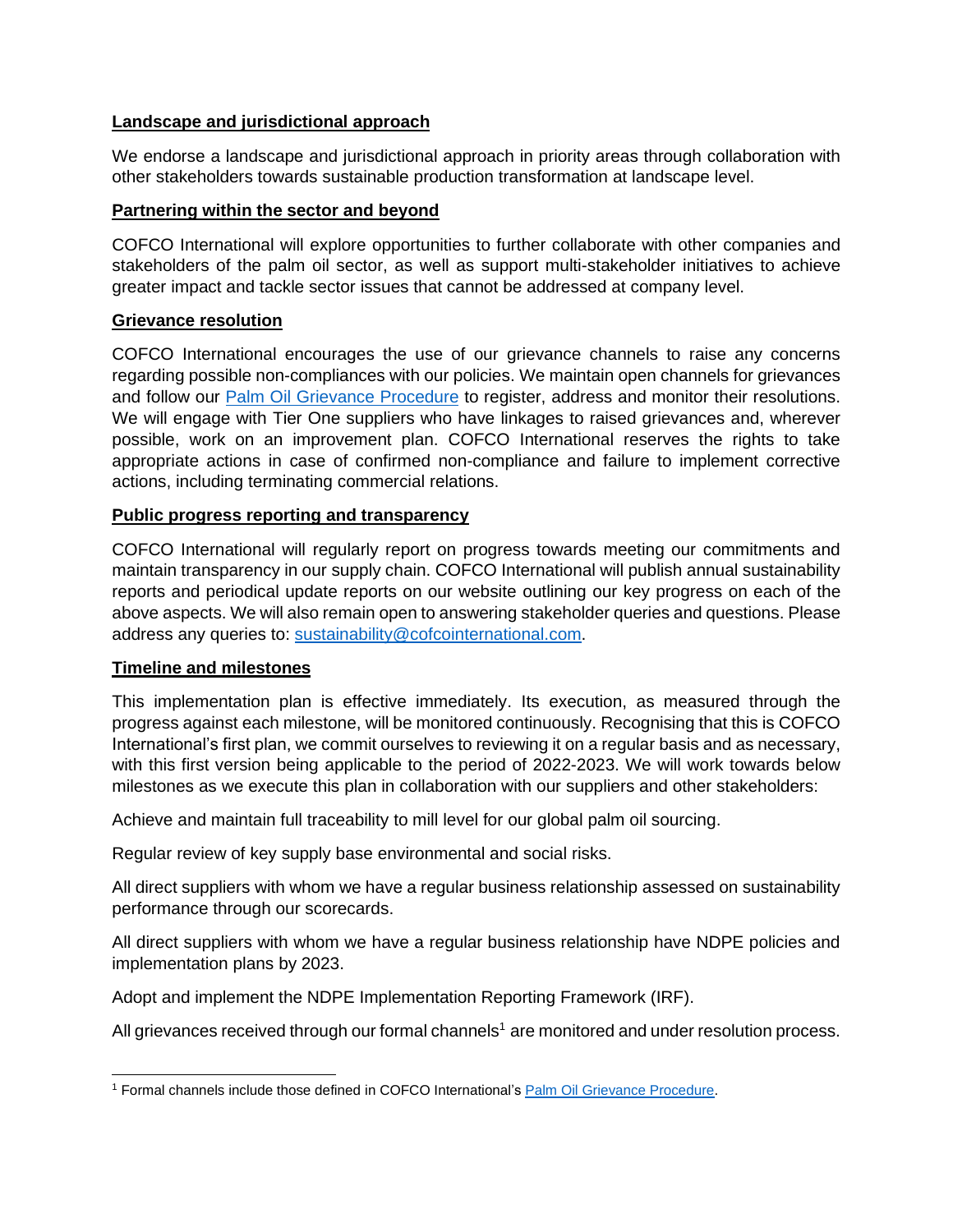## Landscape and jurisdictional approach

We endorse a landscape and jurisdictional approach in priority areas through collaboration with other stakeholders towards sustainable production transformation at landscape level.

## Partnering within the sector and beyond

COFCO International will explore opportunities to further collaborate with other companies and stakeholders of the palm oil sector, as well as support multi-stakeholder initiatives to achieve greater impact and tackle sector issues that cannot be addressed at company level.

## Grievance resolution

COFCO International encourages the use of our grievance channels to raise any concerns regarding possible non-compliances with our policies. We maintain open channels for grievances and follow our Palm Oil Grievance Procedure to register, address and monitor their resolutions. We will engage with Tier One suppliers who have linkages to raised grievances and, wherever possible, work on an improvement plan. COFCO International reserves the rights to take appropriate actions in case of confirmed non-compliance and failure to implement corrective actions, including terminating commercial relations.

## Public progress reporting and transparency

COFCO International will regularly report on progress towards meeting our commitments and maintain transparency in our supply chain. COFCO International will publish annual sustainability reports and periodical update reports on our website outlining our key progress on each of the above aspects. We will also remain open to answering stakeholder queries and questions. Please address any queries to: sustainability@cofcointernational.com.

## Timeline and milestones

This implementation plan is effective immediately. Its execution, as measured through the progress against each milestone, will be monitored continuously. Recognising that this is COFCO International's first plan, we commit ourselves to reviewing it on a regular basis and as necessary, with this first version being applicable to the period of 2022-2023. We will work towards below milestones as we execute this plan in collaboration with our suppliers and other stakeholders:

Achieve and maintain full traceability to mill level for our global palm oil sourcing.

Regular review of key supply base environmental and social risks.

All direct suppliers with whom we have a regular business relationship assessed on sustainability performance through our scorecards.

All direct suppliers with whom we have a regular business relationship have NDPE policies and implementation plans by 2023.

Adopt and implement the NDPE Implementation Reporting Framework (IRF).

All grievances received through our formal channels[1] are monitored and under resolution process.

---

[1] Formal channels include those defined in COFCO International's Palm Oil Grievance Procedure.